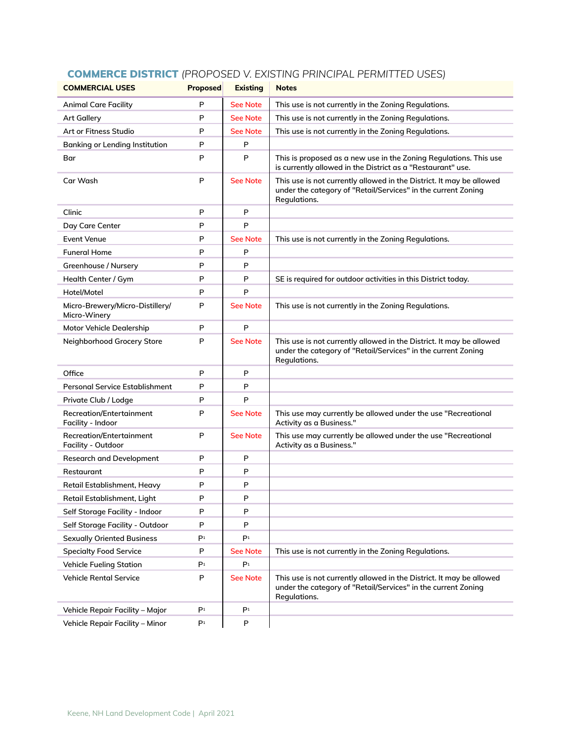## COMMERCE DISTRICT *(PROPOSED V. EXISTING PRINCIPAL PERMITTED USES)*

| COMMERCIAL USES | Proposed | Existing | Notes |
|---|---|---|---|
| Animal Care Facility | P | See Note | This use is not currently in the Zoning Regulations. |
| Art Gallery | P | See Note | This use is not currently in the Zoning Regulations. |
| Art or Fitness Studio | P | See Note | This use is not currently in the Zoning Regulations. |
| Banking or Lending Institution | P | P | |
| Bar | P | P | This is proposed as a new use in the Zoning Regulations. This use is currently allowed in the District as a "Restaurant" use. |
| Car Wash | P | See Note | This use is not currently allowed in the District. It may be allowed under the category of "Retail/Services" in the current Zoning Regulations. |
| Clinic | P | P | |
| Day Care Center | P | P | |
| Event Venue | P | See Note | This use is not currently in the Zoning Regulations. |
| Funeral Home | P | P | |
| Greenhouse / Nursery | P | P | |
| Health Center / Gym | P | P | SE is required for outdoor activities in this District today. |
| Hotel/Motel | P | P | |
| Micro-Brewery/Micro-Distillery/ Micro-Winery | P | See Note | This use is not currently in the Zoning Regulations. |
| Motor Vehicle Dealership | P | P | |
| Neighborhood Grocery Store | P | See Note | This use is not currently allowed in the District. It may be allowed under the category of "Retail/Services" in the current Zoning Regulations. |
| Office | P | P | |
| Personal Service Establishment | P | P | |
| Private Club / Lodge | P | P | |
| Recreation/Entertainment Facility - Indoor | P | See Note | This use may currently be allowed under the use "Recreational Activity as a Business." |
| Recreation/Entertainment Facility - Outdoor | P | See Note | This use may currently be allowed under the use "Recreational Activity as a Business." |
| Research and Development | P | P | |
| Restaurant | P | P | |
| Retail Establishment, Heavy | P | P | |
| Retail Establishment, Light | P | P | |
| Self Storage Facility - Indoor | P | P | |
| Self Storage Facility - Outdoor | P | P | |
| Sexually Oriented Business | P[1] | P[1] | |
| Specialty Food Service | P | See Note | This use is not currently in the Zoning Regulations. |
| Vehicle Fueling Station | P[1] | P[1] | |
| Vehicle Rental Service | P | See Note | This use is not currently allowed in the District. It may be allowed under the category of "Retail/Services" in the current Zoning Regulations. |
| Vehicle Repair Facility – Major | P[1] | P[1] | |
| Vehicle Repair Facility – Minor | P[1] | P | |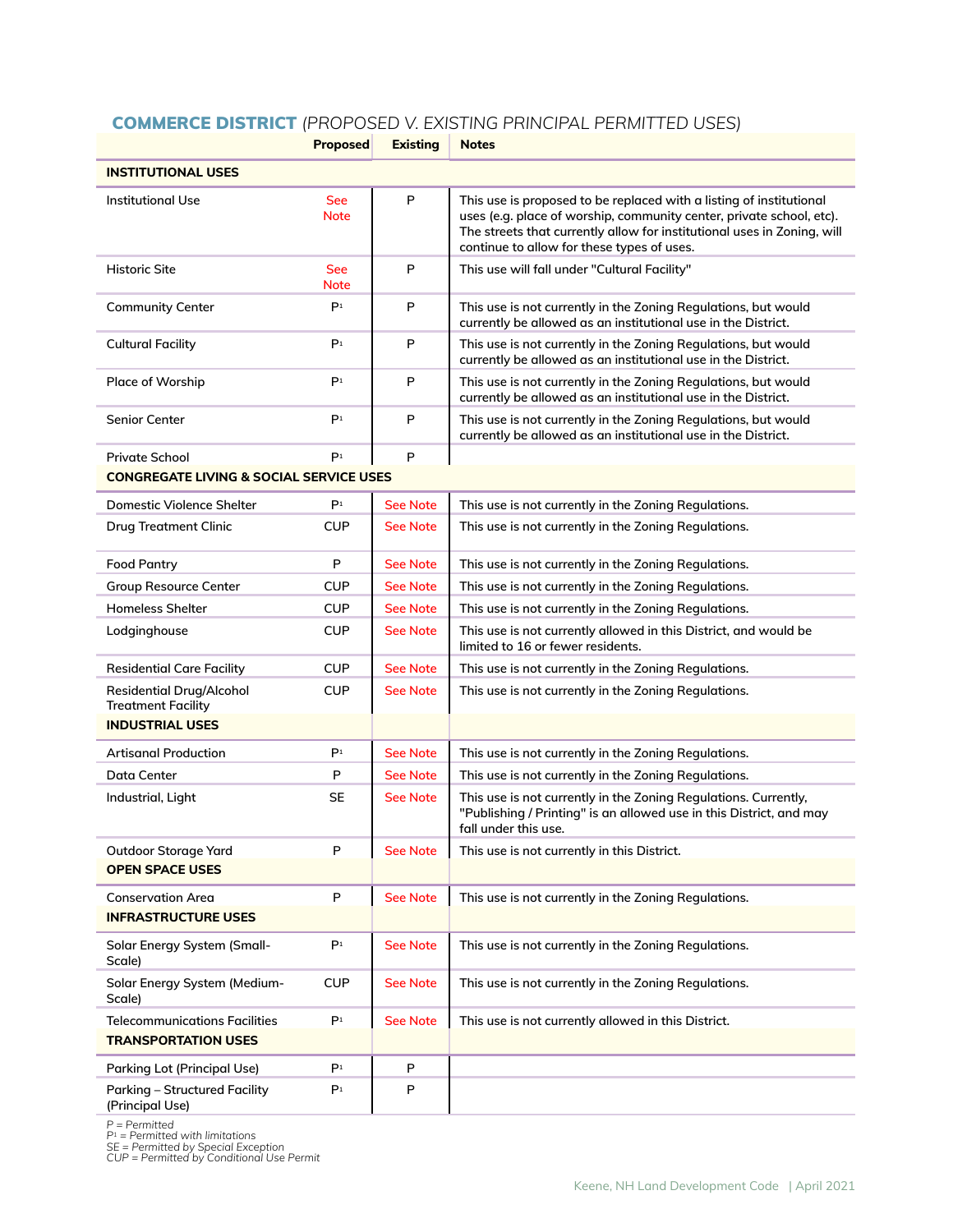## COMMERCE DISTRICT *(PROPOSED V. EXISTING PRINCIPAL PERMITTED USES)*

| | Proposed | Existing | Notes |
|---|---|---|---|
| **INSTITUTIONAL USES** | | | |
| Institutional Use | See Note | P | This use is proposed to be replaced with a listing of institutional uses (e.g. place of worship, community center, private school, etc). The streets that currently allow for institutional uses in Zoning, will continue to allow for these types of uses. |
| Historic Site | See Note | P | This use will fall under "Cultural Facility" |
| Community Center | P[1] | P | This use is not currently in the Zoning Regulations, but would currently be allowed as an institutional use in the District. |
| Cultural Facility | P[1] | P | This use is not currently in the Zoning Regulations, but would currently be allowed as an institutional use in the District. |
| Place of Worship | P[1] | P | This use is not currently in the Zoning Regulations, but would currently be allowed as an institutional use in the District. |
| Senior Center | P[1] | P | This use is not currently in the Zoning Regulations, but would currently be allowed as an institutional use in the District. |
| Private School | P[1] | P | |
| **CONGREGATE LIVING & SOCIAL SERVICE USES** | | | |
| Domestic Violence Shelter | P[1] | See Note | This use is not currently in the Zoning Regulations. |
| Drug Treatment Clinic | CUP | See Note | This use is not currently in the Zoning Regulations. |
| Food Pantry | P | See Note | This use is not currently in the Zoning Regulations. |
| Group Resource Center | CUP | See Note | This use is not currently in the Zoning Regulations. |
| Homeless Shelter | CUP | See Note | This use is not currently in the Zoning Regulations. |
| Lodginghouse | CUP | See Note | This use is not currently allowed in this District, and would be limited to 16 or fewer residents. |
| Residential Care Facility | CUP | See Note | This use is not currently in the Zoning Regulations. |
| Residential Drug/Alcohol Treatment Facility | CUP | See Note | This use is not currently in the Zoning Regulations. |
| **INDUSTRIAL USES** | | | |
| Artisanal Production | P[1] | See Note | This use is not currently in the Zoning Regulations. |
| Data Center | P | See Note | This use is not currently in the Zoning Regulations. |
| Industrial, Light | SE | See Note | This use is not currently in the Zoning Regulations. Currently, "Publishing / Printing" is an allowed use in this District, and may fall under this use. |
| Outdoor Storage Yard | P | See Note | This use is not currently in this District. |
| **OPEN SPACE USES** | | | |
| Conservation Area | P | See Note | This use is not currently in the Zoning Regulations. |
| **INFRASTRUCTURE USES** | | | |
| Solar Energy System (Small-Scale) | P[1] | See Note | This use is not currently in the Zoning Regulations. |
| Solar Energy System (Medium-Scale) | CUP | See Note | This use is not currently in the Zoning Regulations. |
| Telecommunications Facilities | P[1] | See Note | This use is not currently allowed in this District. |
| **TRANSPORTATION USES** | | | |
| Parking Lot (Principal Use) | P[1] | P | |
| Parking – Structured Facility (Principal Use) | P[1] | P | |

*P = Permitted*
*P[1] = Permitted with limitations*
*SE = Permitted by Special Exception*
*CUP = Permitted by Conditional Use Permit*